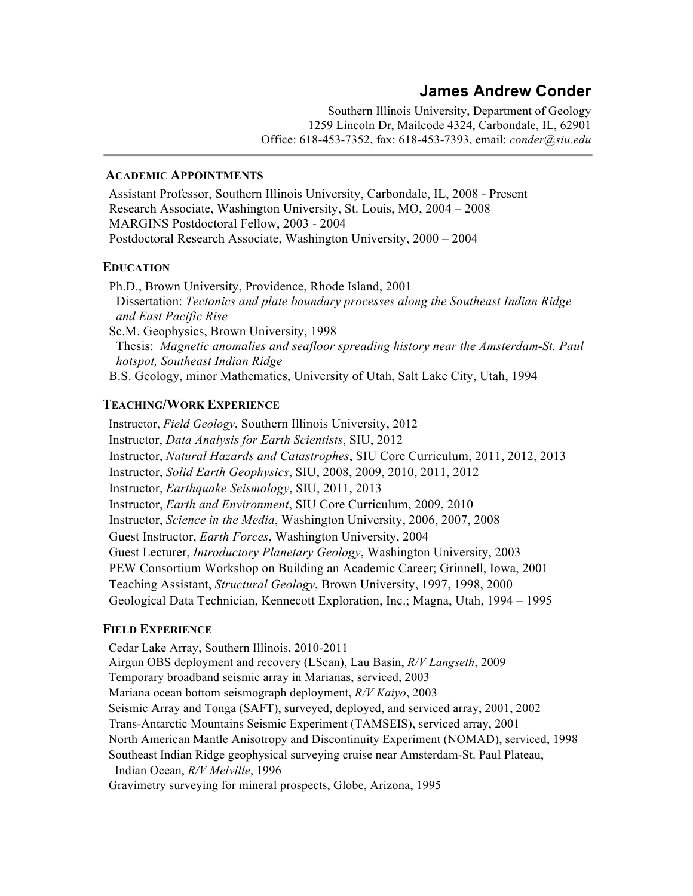# James Andrew Conder

Southern Illinois University, Department of Geology
1259 Lincoln Dr, Mailcode 4324, Carbondale, IL, 62901
Office: 618-453-7352, fax: 618-453-7393, email: *conder@siu.edu*

## Academic Appointments

Assistant Professor, Southern Illinois University, Carbondale, IL, 2008 - Present
Research Associate, Washington University, St. Louis, MO, 2004 – 2008
MARGINS Postdoctoral Fellow, 2003 - 2004
Postdoctoral Research Associate, Washington University, 2000 – 2004

## Education

Ph.D., Brown University, Providence, Rhode Island, 2001
Dissertation: *Tectonics and plate boundary processes along the Southeast Indian Ridge and East Pacific Rise*
Sc.M. Geophysics, Brown University, 1998
Thesis: *Magnetic anomalies and seafloor spreading history near the Amsterdam-St. Paul hotspot, Southeast Indian Ridge*
B.S. Geology, minor Mathematics, University of Utah, Salt Lake City, Utah, 1994

## Teaching/Work Experience

Instructor, *Field Geology*, Southern Illinois University, 2012
Instructor, *Data Analysis for Earth Scientists*, SIU, 2012
Instructor, *Natural Hazards and Catastrophes*, SIU Core Curriculum, 2011, 2012, 2013
Instructor, *Solid Earth Geophysics*, SIU, 2008, 2009, 2010, 2011, 2012
Instructor, *Earthquake Seismology*, SIU, 2011, 2013
Instructor, *Earth and Environment*, SIU Core Curriculum, 2009, 2010
Instructor, *Science in the Media*, Washington University, 2006, 2007, 2008
Guest Instructor, *Earth Forces*, Washington University, 2004
Guest Lecturer, *Introductory Planetary Geology*, Washington University, 2003
PEW Consortium Workshop on Building an Academic Career; Grinnell, Iowa, 2001
Teaching Assistant, *Structural Geology*, Brown University, 1997, 1998, 2000
Geological Data Technician, Kennecott Exploration, Inc.; Magna, Utah, 1994 – 1995

## Field Experience

Cedar Lake Array, Southern Illinois, 2010-2011
Airgun OBS deployment and recovery (LScan), Lau Basin, *R/V Langseth*, 2009
Temporary broadband seismic array in Marianas, serviced, 2003
Mariana ocean bottom seismograph deployment, *R/V Kaiyo*, 2003
Seismic Array and Tonga (SAFT), surveyed, deployed, and serviced array, 2001, 2002
Trans-Antarctic Mountains Seismic Experiment (TAMSEIS), serviced array, 2001
North American Mantle Anisotropy and Discontinuity Experiment (NOMAD), serviced, 1998
Southeast Indian Ridge geophysical surveying cruise near Amsterdam-St. Paul Plateau, Indian Ocean, *R/V Melville*, 1996
Gravimetry surveying for mineral prospects, Globe, Arizona, 1995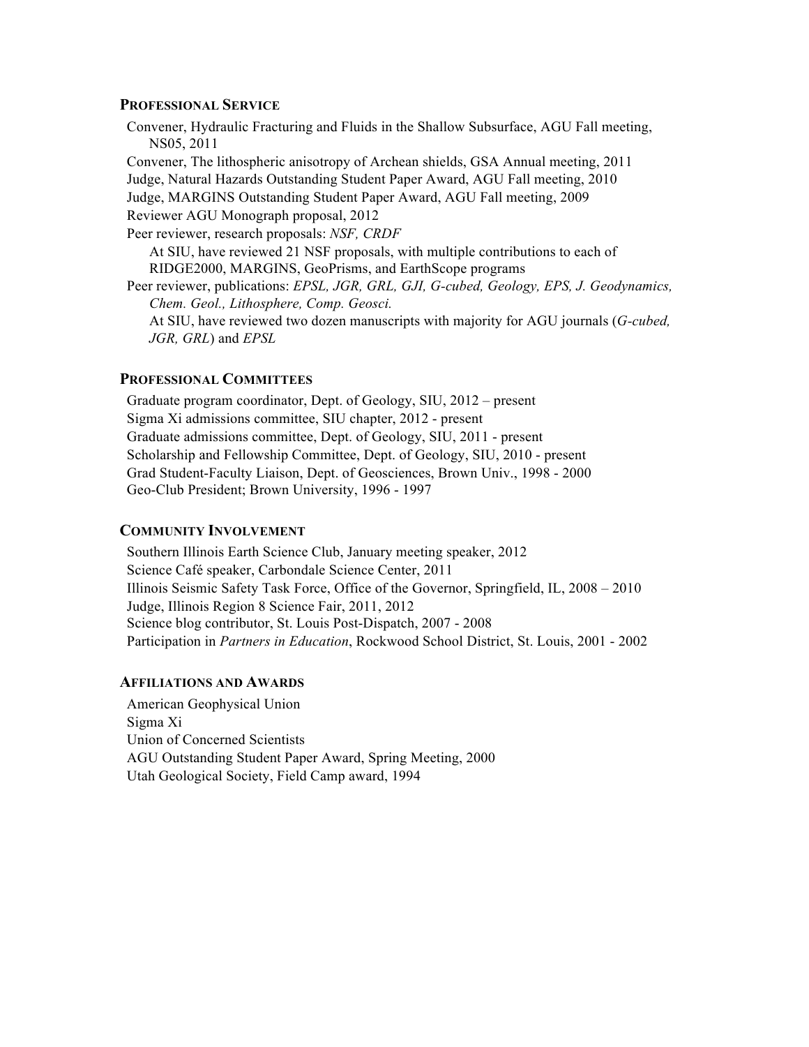## PROFESSIONAL SERVICE

Convener, Hydraulic Fracturing and Fluids in the Shallow Subsurface, AGU Fall meeting, NS05, 2011
Convener, The lithospheric anisotropy of Archean shields, GSA Annual meeting, 2011
Judge, Natural Hazards Outstanding Student Paper Award, AGU Fall meeting, 2010
Judge, MARGINS Outstanding Student Paper Award, AGU Fall meeting, 2009
Reviewer AGU Monograph proposal, 2012
Peer reviewer, research proposals: *NSF, CRDF*
 At SIU, have reviewed 21 NSF proposals, with multiple contributions to each of RIDGE2000, MARGINS, GeoPrisms, and EarthScope programs
Peer reviewer, publications: *EPSL, JGR, GRL, GJI, G-cubed, Geology, EPS, J. Geodynamics, Chem. Geol., Lithosphere, Comp. Geosci.*
 At SIU, have reviewed two dozen manuscripts with majority for AGU journals (*G-cubed, JGR, GRL*) and *EPSL*

## PROFESSIONAL COMMITTEES

Graduate program coordinator, Dept. of Geology, SIU, 2012 – present
Sigma Xi admissions committee, SIU chapter, 2012 - present
Graduate admissions committee, Dept. of Geology, SIU, 2011 - present
Scholarship and Fellowship Committee, Dept. of Geology, SIU, 2010 - present
Grad Student-Faculty Liaison, Dept. of Geosciences, Brown Univ., 1998 - 2000
Geo-Club President; Brown University, 1996 - 1997

## COMMUNITY INVOLVEMENT

Southern Illinois Earth Science Club, January meeting speaker, 2012
Science Café speaker, Carbondale Science Center, 2011
Illinois Seismic Safety Task Force, Office of the Governor, Springfield, IL, 2008 – 2010
Judge, Illinois Region 8 Science Fair, 2011, 2012
Science blog contributor, St. Louis Post-Dispatch, 2007 - 2008
Participation in *Partners in Education*, Rockwood School District, St. Louis, 2001 - 2002

## AFFILIATIONS AND AWARDS

American Geophysical Union
Sigma Xi
Union of Concerned Scientists
AGU Outstanding Student Paper Award, Spring Meeting, 2000
Utah Geological Society, Field Camp award, 1994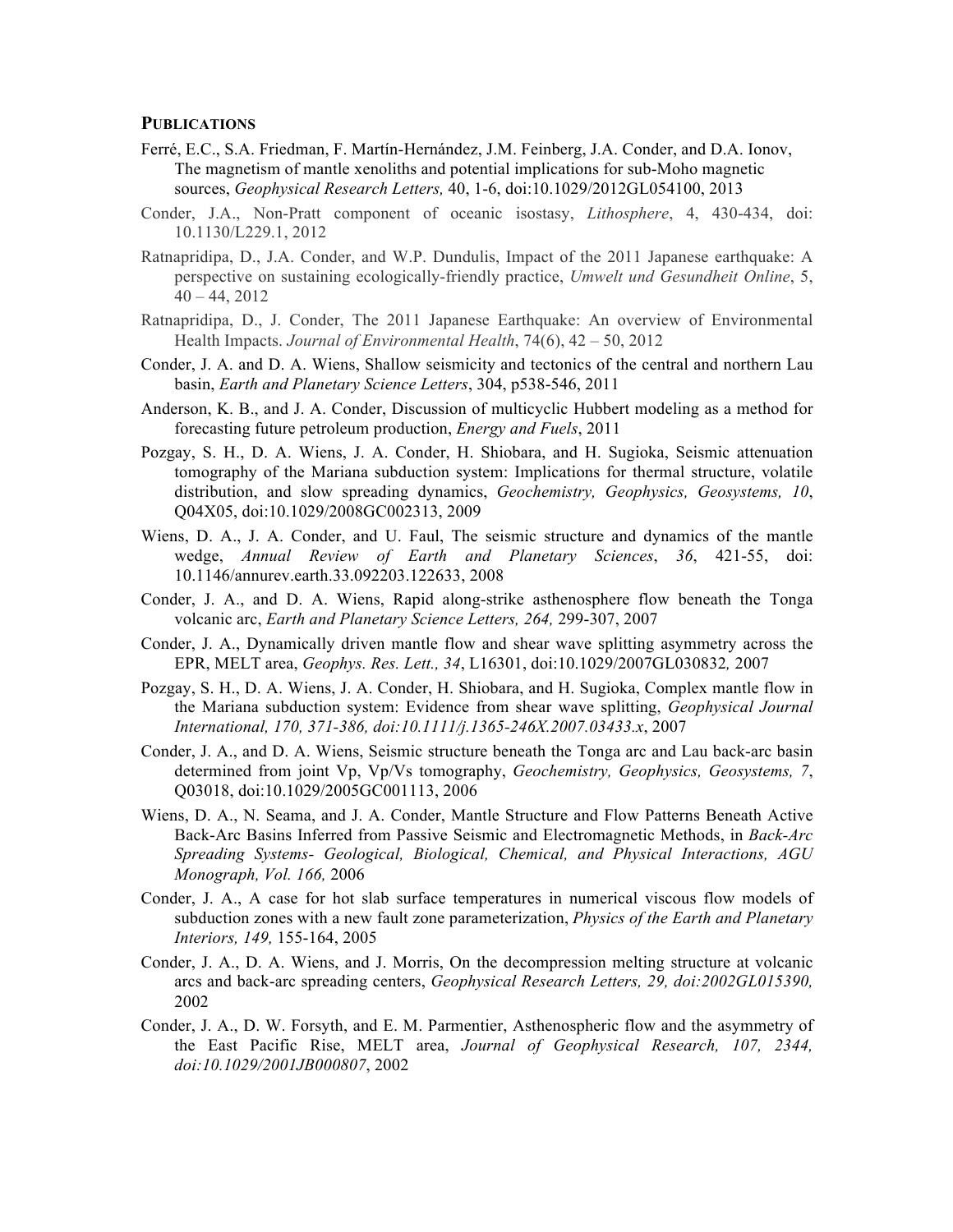**PUBLICATIONS**

Ferré, E.C., S.A. Friedman, F. Martín-Hernández, J.M. Feinberg, J.A. Conder, and D.A. Ionov, The magnetism of mantle xenoliths and potential implications for sub-Moho magnetic sources, *Geophysical Research Letters,* 40, 1-6, doi:10.1029/2012GL054100, 2013

Conder, J.A., Non-Pratt component of oceanic isostasy, *Lithosphere*, 4, 430-434, doi: 10.1130/L229.1, 2012

Ratnapridipa, D., J.A. Conder, and W.P. Dundulis, Impact of the 2011 Japanese earthquake: A perspective on sustaining ecologically-friendly practice, *Umwelt und Gesundheit Online*, 5, 40 – 44, 2012

Ratnapridipa, D., J. Conder, The 2011 Japanese Earthquake: An overview of Environmental Health Impacts. *Journal of Environmental Health*, 74(6), 42 – 50, 2012

Conder, J. A. and D. A. Wiens, Shallow seismicity and tectonics of the central and northern Lau basin, *Earth and Planetary Science Letters*, 304, p538-546, 2011

Anderson, K. B., and J. A. Conder, Discussion of multicyclic Hubbert modeling as a method for forecasting future petroleum production, *Energy and Fuels*, 2011

Pozgay, S. H., D. A. Wiens, J. A. Conder, H. Shiobara, and H. Sugioka, Seismic attenuation tomography of the Mariana subduction system: Implications for thermal structure, volatile distribution, and slow spreading dynamics, *Geochemistry, Geophysics, Geosystems, 10*, Q04X05, doi:10.1029/2008GC002313, 2009

Wiens, D. A., J. A. Conder, and U. Faul, The seismic structure and dynamics of the mantle wedge, *Annual Review of Earth and Planetary Sciences*, *36*, 421-55, doi: 10.1146/annurev.earth.33.092203.122633, 2008

Conder, J. A., and D. A. Wiens, Rapid along-strike asthenosphere flow beneath the Tonga volcanic arc, *Earth and Planetary Science Letters, 264,* 299-307, 2007

Conder, J. A., Dynamically driven mantle flow and shear wave splitting asymmetry across the EPR, MELT area, *Geophys. Res. Lett., 34*, L16301, doi:10.1029/2007GL030832*,* 2007

Pozgay, S. H., D. A. Wiens, J. A. Conder, H. Shiobara, and H. Sugioka, Complex mantle flow in the Mariana subduction system: Evidence from shear wave splitting, *Geophysical Journal International, 170, 371-386, doi:10.1111/j.1365-246X.2007.03433.x*, 2007

Conder, J. A., and D. A. Wiens, Seismic structure beneath the Tonga arc and Lau back-arc basin determined from joint Vp, Vp/Vs tomography, *Geochemistry, Geophysics, Geosystems, 7*, Q03018, doi:10.1029/2005GC001113, 2006

Wiens, D. A., N. Seama, and J. A. Conder, Mantle Structure and Flow Patterns Beneath Active Back-Arc Basins Inferred from Passive Seismic and Electromagnetic Methods, in *Back-Arc Spreading Systems- Geological, Biological, Chemical, and Physical Interactions, AGU Monograph, Vol. 166,* 2006

Conder, J. A., A case for hot slab surface temperatures in numerical viscous flow models of subduction zones with a new fault zone parameterization, *Physics of the Earth and Planetary Interiors, 149,* 155-164, 2005

Conder, J. A., D. A. Wiens, and J. Morris, On the decompression melting structure at volcanic arcs and back-arc spreading centers, *Geophysical Research Letters, 29, doi:2002GL015390,* 2002

Conder, J. A., D. W. Forsyth, and E. M. Parmentier, Asthenospheric flow and the asymmetry of the East Pacific Rise, MELT area, *Journal of Geophysical Research, 107, 2344, doi:10.1029/2001JB000807*, 2002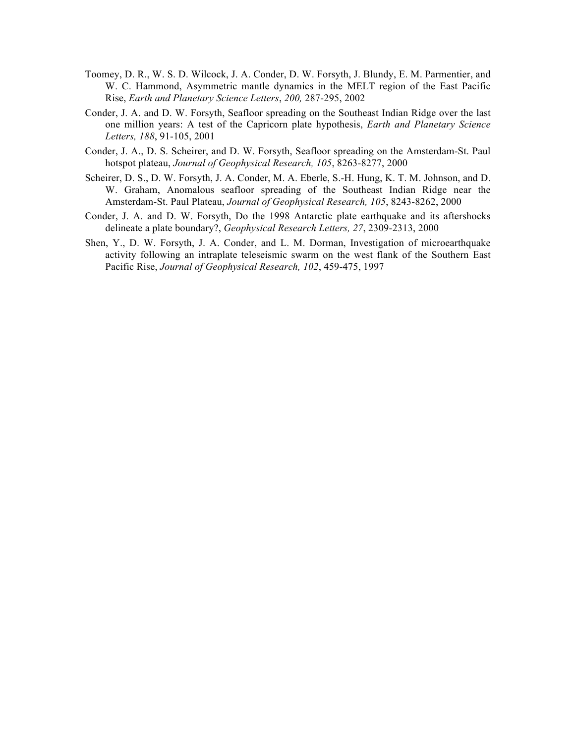Toomey, D. R., W. S. D. Wilcock, J. A. Conder, D. W. Forsyth, J. Blundy, E. M. Parmentier, and W. C. Hammond, Asymmetric mantle dynamics in the MELT region of the East Pacific Rise, *Earth and Planetary Science Letters*, *200,* 287-295, 2002

Conder, J. A. and D. W. Forsyth, Seafloor spreading on the Southeast Indian Ridge over the last one million years: A test of the Capricorn plate hypothesis, *Earth and Planetary Science Letters, 188*, 91-105, 2001

Conder, J. A., D. S. Scheirer, and D. W. Forsyth, Seafloor spreading on the Amsterdam-St. Paul hotspot plateau, *Journal of Geophysical Research, 105*, 8263-8277, 2000

Scheirer, D. S., D. W. Forsyth, J. A. Conder, M. A. Eberle, S.-H. Hung, K. T. M. Johnson, and D. W. Graham, Anomalous seafloor spreading of the Southeast Indian Ridge near the Amsterdam-St. Paul Plateau, *Journal of Geophysical Research, 105*, 8243-8262, 2000

Conder, J. A. and D. W. Forsyth, Do the 1998 Antarctic plate earthquake and its aftershocks delineate a plate boundary?, *Geophysical Research Letters, 27*, 2309-2313, 2000

Shen, Y., D. W. Forsyth, J. A. Conder, and L. M. Dorman, Investigation of microearthquake activity following an intraplate teleseismic swarm on the west flank of the Southern East Pacific Rise, *Journal of Geophysical Research, 102*, 459-475, 1997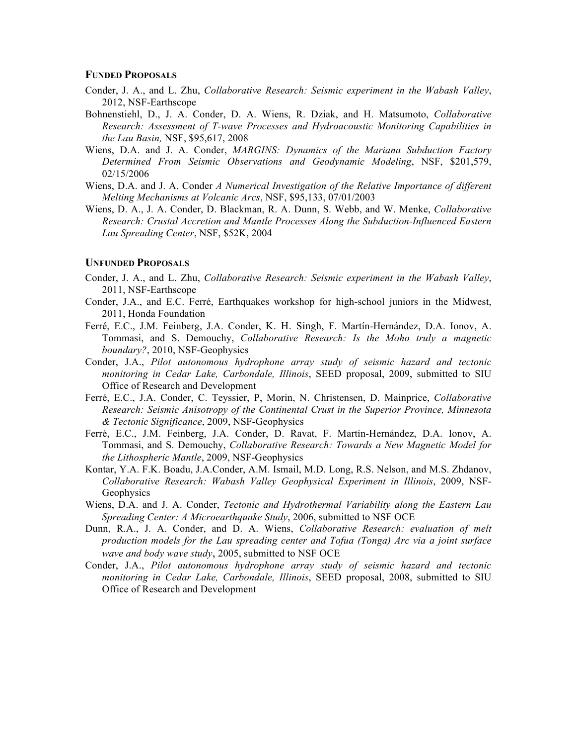## Funded Proposals

Conder, J. A., and L. Zhu, *Collaborative Research: Seismic experiment in the Wabash Valley*, 2012, NSF-Earthscope

Bohnenstiehl, D., J. A. Conder, D. A. Wiens, R. Dziak, and H. Matsumoto, *Collaborative Research: Assessment of T-wave Processes and Hydroacoustic Monitoring Capabilities in the Lau Basin,* NSF, $95,617, 2008

Wiens, D.A. and J. A. Conder, *MARGINS: Dynamics of the Mariana Subduction Factory Determined From Seismic Observations and Geodynamic Modeling*, NSF, $201,579, 02/15/2006

Wiens, D.A. and J. A. Conder *A Numerical Investigation of the Relative Importance of different Melting Mechanisms at Volcanic Arcs*, NSF, $95,133, 07/01/2003

Wiens, D. A., J. A. Conder, D. Blackman, R. A. Dunn, S. Webb, and W. Menke, *Collaborative Research: Crustal Accretion and Mantle Processes Along the Subduction-Influenced Eastern Lau Spreading Center*, NSF, $52K, 2004

## Unfunded Proposals

Conder, J. A., and L. Zhu, *Collaborative Research: Seismic experiment in the Wabash Valley*, 2011, NSF-Earthscope

Conder, J.A., and E.C. Ferré, Earthquakes workshop for high-school juniors in the Midwest, 2011, Honda Foundation

Ferré, E.C., J.M. Feinberg, J.A. Conder, K. H. Singh, F. Martín-Hernández, D.A. Ionov, A. Tommasi, and S. Demouchy, *Collaborative Research: Is the Moho truly a magnetic boundary?*, 2010, NSF-Geophysics

Conder, J.A., *Pilot autonomous hydrophone array study of seismic hazard and tectonic monitoring in Cedar Lake, Carbondale, Illinois*, SEED proposal, 2009, submitted to SIU Office of Research and Development

Ferré, E.C., J.A. Conder, C. Teyssier, P, Morin, N. Christensen, D. Mainprice, *Collaborative Research: Seismic Anisotropy of the Continental Crust in the Superior Province, Minnesota & Tectonic Significance*, 2009, NSF-Geophysics

Ferré, E.C., J.M. Feinberg, J.A. Conder, D. Ravat, F. Martín-Hernández, D.A. Ionov, A. Tommasi, and S. Demouchy, *Collaborative Research: Towards a New Magnetic Model for the Lithospheric Mantle*, 2009, NSF-Geophysics

Kontar, Y.A. F.K. Boadu, J.A.Conder, A.M. Ismail, M.D. Long, R.S. Nelson, and M.S. Zhdanov, *Collaborative Research: Wabash Valley Geophysical Experiment in Illinois*, 2009, NSF-Geophysics

Wiens, D.A. and J. A. Conder, *Tectonic and Hydrothermal Variability along the Eastern Lau Spreading Center: A Microearthquake Study*, 2006, submitted to NSF OCE

Dunn, R.A., J. A. Conder, and D. A. Wiens, *Collaborative Research: evaluation of melt production models for the Lau spreading center and Tofua (Tonga) Arc via a joint surface wave and body wave study*, 2005, submitted to NSF OCE

Conder, J.A., *Pilot autonomous hydrophone array study of seismic hazard and tectonic monitoring in Cedar Lake, Carbondale, Illinois*, SEED proposal, 2008, submitted to SIU Office of Research and Development